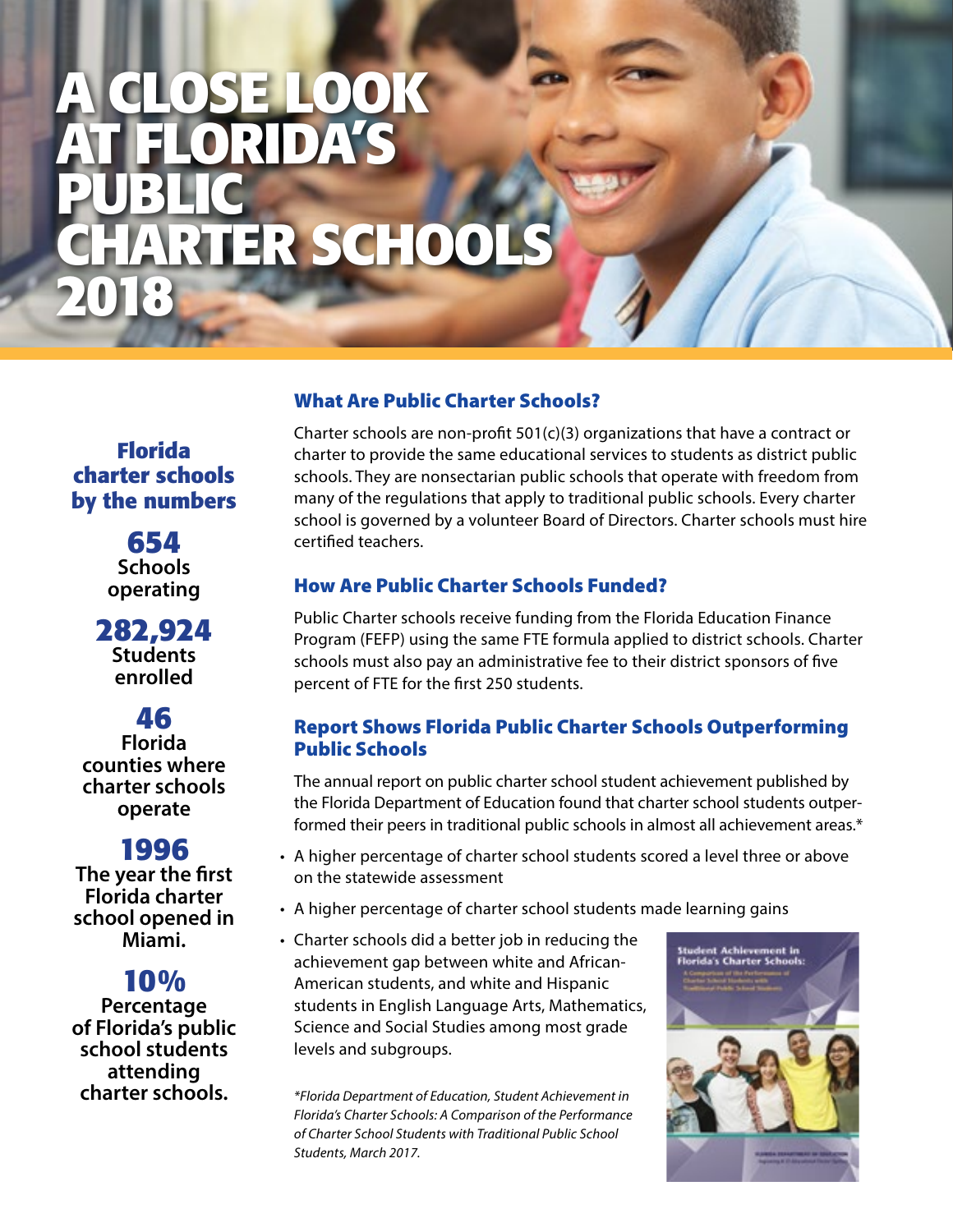// Florida charter schools by the numbers (sidebar)
# A CLOSE LOOK AT FLORIDA'S PUBLIC CHARTER SCHOOLS 2018

## Florida charter schools by the numbers

**654**
Schools operating

**282,924**
Students enrolled

**46**
Florida counties where charter schools operate

**1996**
The year the first Florida charter school opened in Miami.

**10%**
Percentage of Florida's public school students attending charter schools.

## What Are Public Charter Schools?

Charter schools are non-profit 501(c)(3) organizations that have a contract or charter to provide the same educational services to students as district public schools. They are nonsectarian public schools that operate with freedom from many of the regulations that apply to traditional public schools. Every charter school is governed by a volunteer Board of Directors. Charter schools must hire certified teachers.

## How Are Public Charter Schools Funded?

Public Charter schools receive funding from the Florida Education Finance Program (FEFP) using the same FTE formula applied to district schools. Charter schools must also pay an administrative fee to their district sponsors of five percent of FTE for the first 250 students.

## Report Shows Florida Public Charter Schools Outperforming Public Schools

The annual report on public charter school student achievement published by the Florida Department of Education found that charter school students outperformed their peers in traditional public schools in almost all achievement areas.*

- A higher percentage of charter school students scored a level three or above on the statewide assessment
- A higher percentage of charter school students made learning gains
- Charter schools did a better job in reducing the achievement gap between white and African-American students, and white and Hispanic students in English Language Arts, Mathematics, Science and Social Studies among most grade levels and subgroups.

*\*Florida Department of Education, Student Achievement in Florida's Charter Schools: A Comparison of the Performance of Charter School Students with Traditional Public School Students, March 2017.*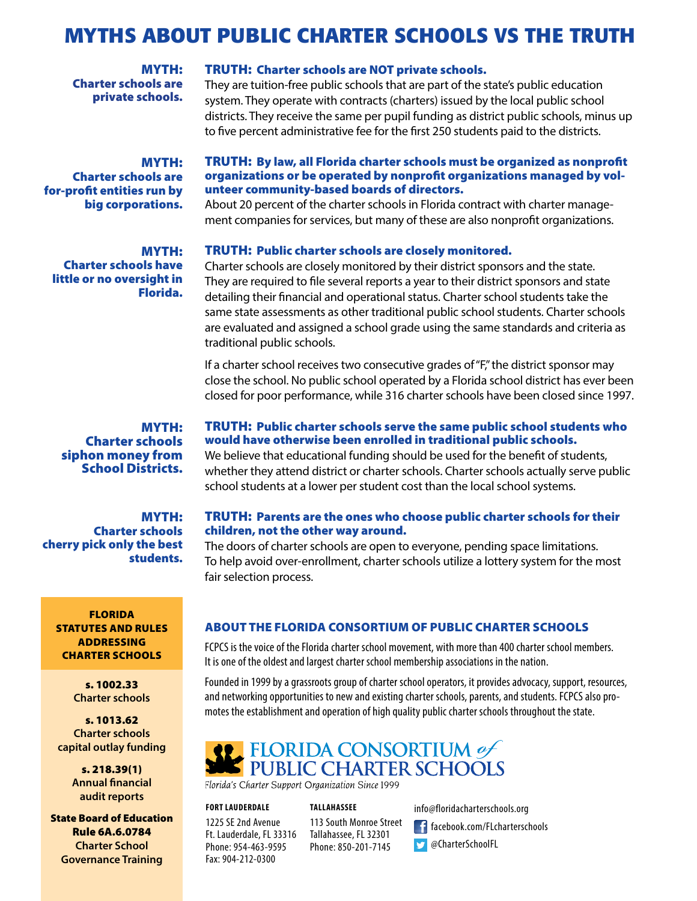# MYTHS ABOUT PUBLIC CHARTER SCHOOLS VS THE TRUTH

**MYTH: Charter schools are private schools.**

**TRUTH: Charter schools are NOT private schools.**
They are tuition-free public schools that are part of the state's public education system. They operate with contracts (charters) issued by the local public school districts. They receive the same per pupil funding as district public schools, minus up to five percent administrative fee for the first 250 students paid to the districts.

**MYTH: Charter schools are for-profit entities run by big corporations.**

**TRUTH: By law, all Florida charter schools must be organized as nonprofit organizations or be operated by nonprofit organizations managed by volunteer community-based boards of directors.**
About 20 percent of the charter schools in Florida contract with charter management companies for services, but many of these are also nonprofit organizations.

**MYTH: Charter schools have little or no oversight in Florida.**

**TRUTH: Public charter schools are closely monitored.**
Charter schools are closely monitored by their district sponsors and the state. They are required to file several reports a year to their district sponsors and state detailing their financial and operational status. Charter school students take the same state assessments as other traditional public school students. Charter schools are evaluated and assigned a school grade using the same standards and criteria as traditional public schools.

If a charter school receives two consecutive grades of "F," the district sponsor may close the school. No public school operated by a Florida school district has ever been closed for poor performance, while 316 charter schools have been closed since 1997.

**MYTH: Charter schools siphon money from School Districts.**

**TRUTH: Public charter schools serve the same public school students who would have otherwise been enrolled in traditional public schools.**
We believe that educational funding should be used for the benefit of students, whether they attend district or charter schools. Charter schools actually serve public school students at a lower per student cost than the local school systems.

**MYTH: Charter schools cherry pick only the best students.**

**TRUTH: Parents are the ones who choose public charter schools for their children, not the other way around.**
The doors of charter schools are open to everyone, pending space limitations. To help avoid over-enrollment, charter schools utilize a lottery system for the most fair selection process.

## FLORIDA STATUTES AND RULES ADDRESSING CHARTER SCHOOLS

**s. 1002.33**
Charter schools

**s. 1013.62**
Charter schools capital outlay funding

**s. 218.39(1)**
Annual financial audit reports

**State Board of Education Rule 6A.6.0784**
Charter School Governance Training

## ABOUT THE FLORIDA CONSORTIUM OF PUBLIC CHARTER SCHOOLS

FCPCS is the voice of the Florida charter school movement, with more than 400 charter school members. It is one of the oldest and largest charter school membership associations in the nation.

Founded in 1999 by a grassroots group of charter school operators, it provides advocacy, support, resources, and networking opportunities to new and existing charter schools, parents, and students. FCPCS also promotes the establishment and operation of high quality public charter schools throughout the state.

FLORIDA CONSORTIUM of PUBLIC CHARTER SCHOOLS
*Florida's Charter Support Organization Since 1999*

**FORT LAUDERDALE**
1225 SE 2nd Avenue
Ft. Lauderdale, FL 33316
Phone: 954-463-9595
Fax: 904-212-0300

**TALLAHASSEE**
113 South Monroe Street
Tallahassee, FL 32301
Phone: 850-201-7145

info@floridacharterschools.org
facebook.com/FLcharterschools
@CharterSchoolFL